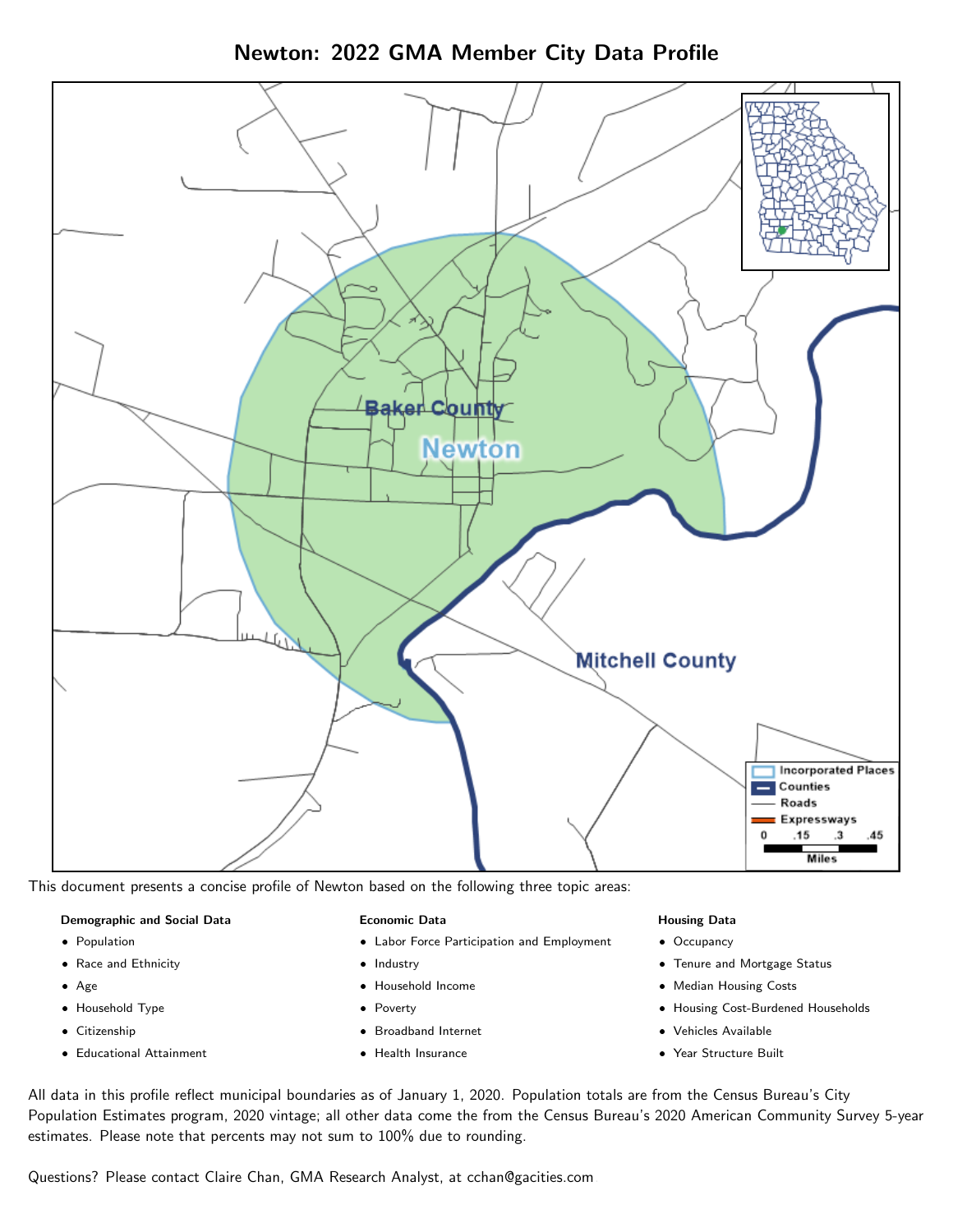# Newton: 2022 GMA Member City Data Profile

This document presents a concise profile of Newton based on the following three topic areas:

**Demographic and Social Data**

- Population
- Race and Ethnicity
- Age
- Household Type
- Citizenship
- Educational Attainment

**Economic Data**

- Labor Force Participation and Employment
- Industry
- Household Income
- Poverty
- Broadband Internet
- Health Insurance

**Housing Data**

- Occupancy
- Tenure and Mortgage Status
- Median Housing Costs
- Housing Cost-Burdened Households
- Vehicles Available
- Year Structure Built

All data in this profile reflect municipal boundaries as of January 1, 2020. Population totals are from the Census Bureau's City Population Estimates program, 2020 vintage; all other data come the from the Census Bureau's 2020 American Community Survey 5-year estimates. Please note that percents may not sum to 100% due to rounding.

Questions? Please contact Claire Chan, GMA Research Analyst, at cchan@gacities.com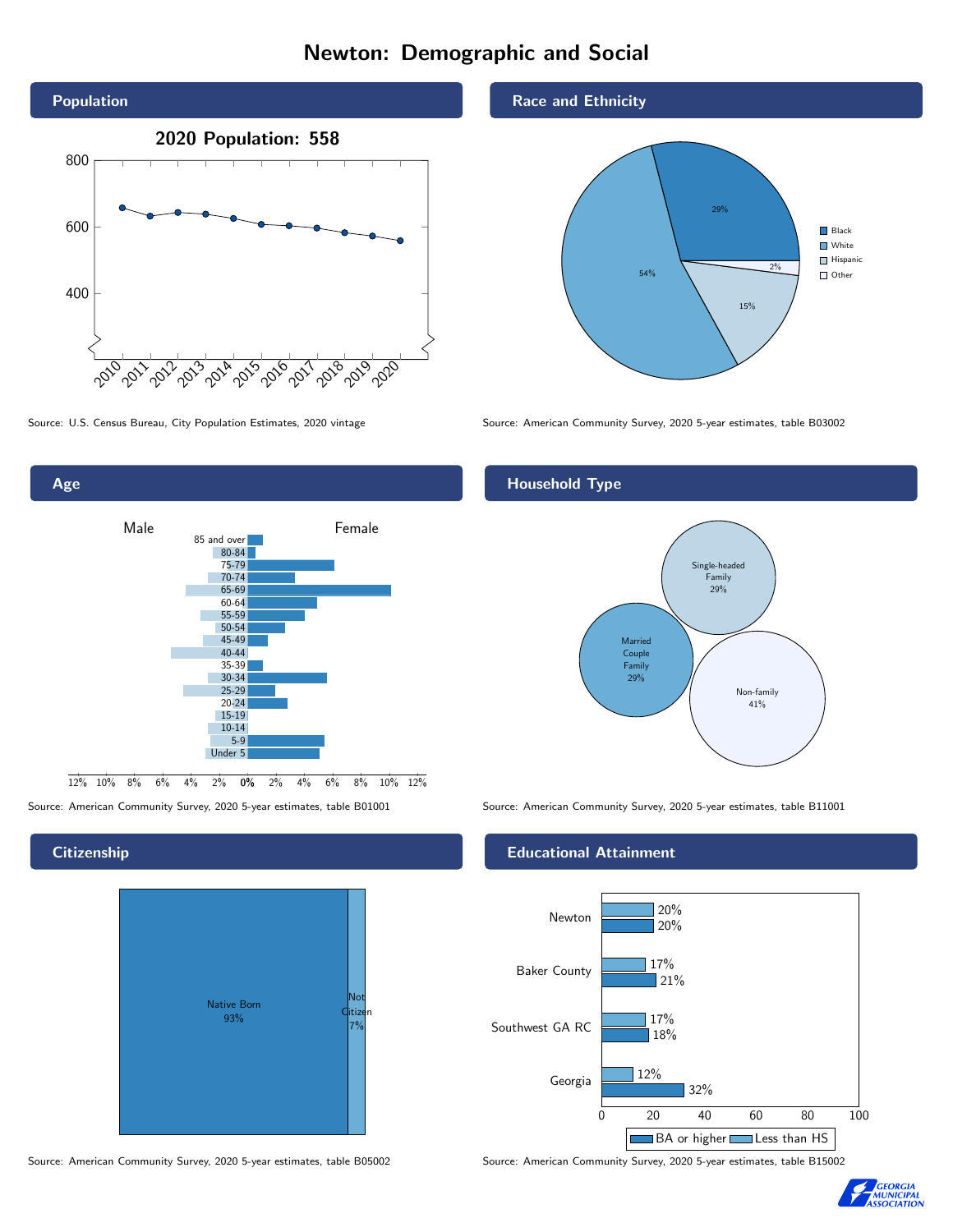# Newton: Demographic and Social

## Population

**2020 Population: 558**

Source: U.S. Census Bureau, City Population Estimates, 2020 vintage

## Race and Ethnicity

| Race/Ethnicity | Percent |
|---|---|
| Black | 29% |
| White | 54% |
| Hispanic | 15% |
| Other | 2% |

Source: American Community Survey, 2020 5-year estimates, table B03002

## Age

Source: American Community Survey, 2020 5-year estimates, table B01001

## Household Type

| Household Type | Percent |
|---|---|
| Single-headed Family | 29% |
| Married Couple Family | 29% |
| Non-family | 41% |

Source: American Community Survey, 2020 5-year estimates, table B11001

## Citizenship

| Status | Percent |
|---|---|
| Native Born | 93% |
| Not Citizen | 7% |

Source: American Community Survey, 2020 5-year estimates, table B05002

## Educational Attainment

| Area | Less than HS | BA or higher |
|---|---|---|
| Newton | 20% | 20% |
| Baker County | 17% | 21% |
| Southwest GA RC | 17% | 18% |
| Georgia | 12% | 32% |

Source: American Community Survey, 2020 5-year estimates, table B15002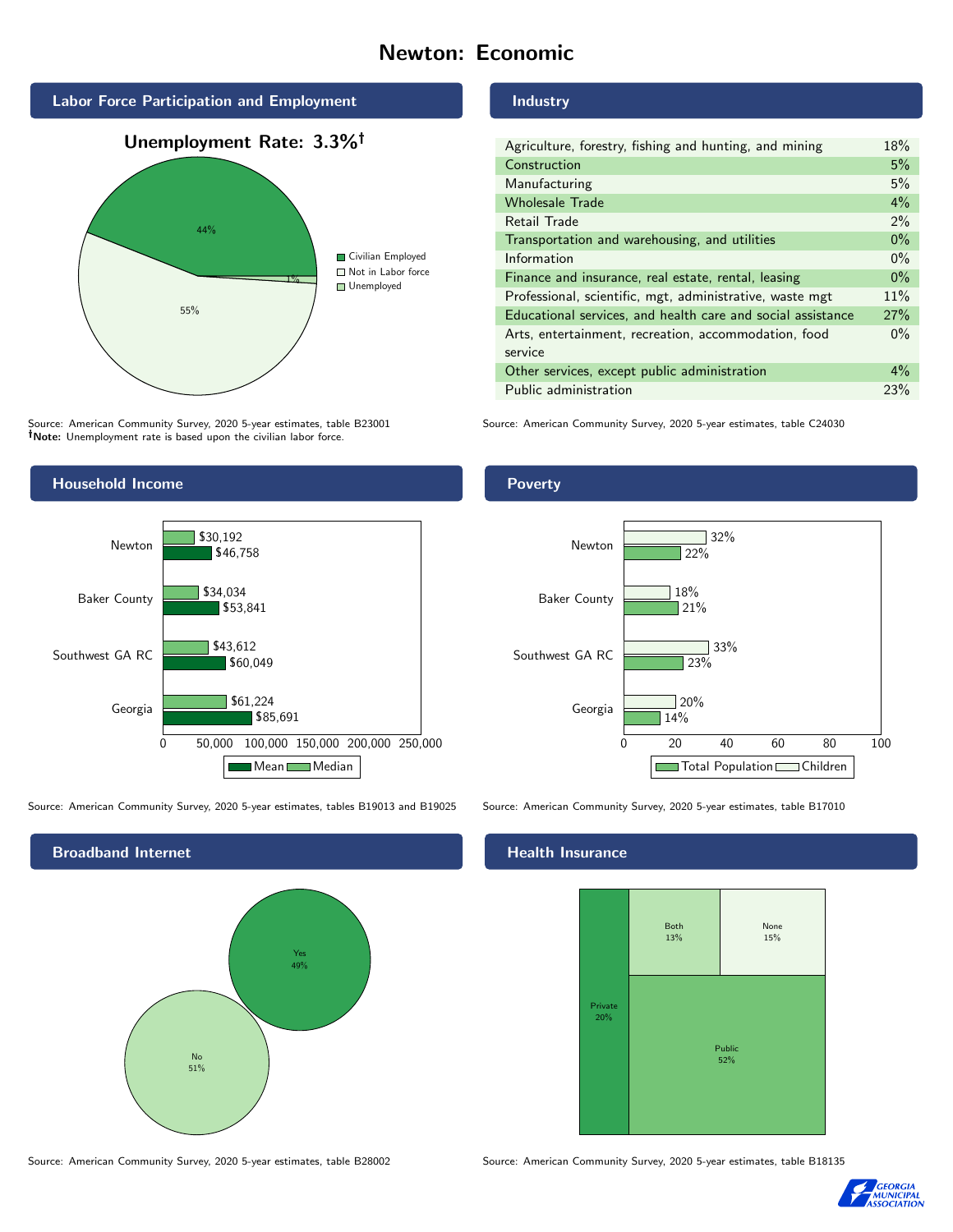# Newton: Economic

## Labor Force Participation and Employment

**Unemployment Rate: 3.3%†**

| Category | Percent |
|---|---|
| Civilian Employed | 44% |
| Not in Labor force | 55% |
| Unemployed | 1% |

Source: American Community Survey, 2020 5-year estimates, table B23001
**†Note:** Unemployment rate is based upon the civilian labor force.

## Industry

| Industry | Percent |
|---|---|
| Agriculture, forestry, fishing and hunting, and mining | 18% |
| Construction | 5% |
| Manufacturing | 5% |
| Wholesale Trade | 4% |
| Retail Trade | 2% |
| Transportation and warehousing, and utilities | 0% |
| Information | 0% |
| Finance and insurance, real estate, rental, leasing | 0% |
| Professional, scientific, mgt, administrative, waste mgt | 11% |
| Educational services, and health care and social assistance | 27% |
| Arts, entertainment, recreation, accommodation, food service | 0% |
| Other services, except public administration | 4% |
| Public administration | 23% |

Source: American Community Survey, 2020 5-year estimates, table C24030

## Household Income

| Area | Median | Mean |
|---|---|---|
| Newton | $30,192 | $46,758 |
| Baker County | $34,034 | $53,841 |
| Southwest GA RC | $43,612 | $60,049 |
| Georgia | $61,224 | $85,691 |

Source: American Community Survey, 2020 5-year estimates, tables B19013 and B19025

## Poverty

| Area | Children | Total Population |
|---|---|---|
| Newton | 32% | 22% |
| Baker County | 18% | 21% |
| Southwest GA RC | 33% | 23% |
| Georgia | 20% | 14% |

Source: American Community Survey, 2020 5-year estimates, table B17010

## Broadband Internet

| Response | Percent |
|---|---|
| Yes | 49% |
| No | 51% |

Source: American Community Survey, 2020 5-year estimates, table B28002

## Health Insurance

| Type | Percent |
|---|---|
| Private | 20% |
| Both | 13% |
| None | 15% |
| Public | 52% |

Source: American Community Survey, 2020 5-year estimates, table B18135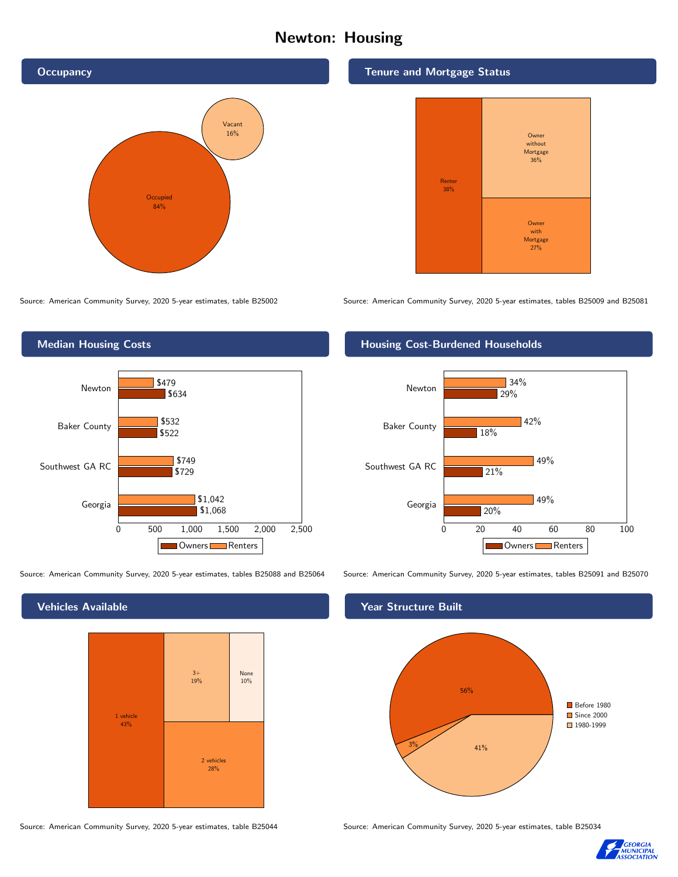# Newton: Housing

## Occupancy

Vacant
16%

Occupied
84%

Source: American Community Survey, 2020 5-year estimates, table B25002

## Tenure and Mortgage Status

Renter
38%

Owner without Mortgage
36%

Owner with Mortgage
27%

Source: American Community Survey, 2020 5-year estimates, tables B25009 and B25081

## Median Housing Costs

Newton
$479
$634

Baker County
$532
$522

Southwest GA RC
$749
$729

Georgia
$1,042
$1,068

0 500 1,000 1,500 2,000 2,500

Owners Renters

Source: American Community Survey, 2020 5-year estimates, tables B25088 and B25064

## Housing Cost-Burdened Households

Newton
34%
29%

Baker County
42%
18%

Southwest GA RC
49%
21%

Georgia
49%
20%

0 20 40 60 80 100

Owners Renters

Source: American Community Survey, 2020 5-year estimates, tables B25091 and B25070

## Vehicles Available

1 vehicle
43%

3+
19%

None
10%

2 vehicles
28%

Source: American Community Survey, 2020 5-year estimates, table B25044

## Year Structure Built

56%

3%

41%

Before 1980
Since 2000
1980-1999

Source: American Community Survey, 2020 5-year estimates, table B25034